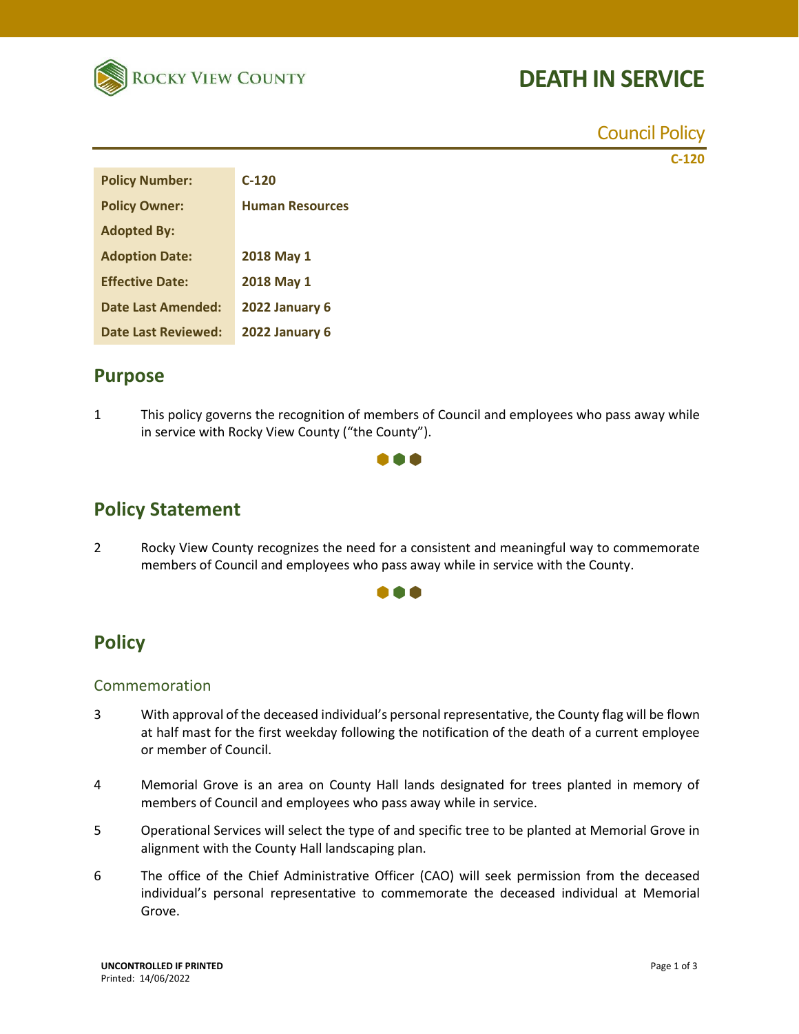# DEATH IN SERVICE

Council Policy

C-120

| Policy Number: | C-120 |
|---|---|
| Policy Owner: | Human Resources |
| Adopted By: | |
| Adoption Date: | 2018 May 1 |
| Effective Date: | 2018 May 1 |
| Date Last Amended: | 2022 January 6 |
| Date Last Reviewed: | 2022 January 6 |

## Purpose

1 This policy governs the recognition of members of Council and employees who pass away while in service with Rocky View County (“the County”).

## Policy Statement

2 Rocky View County recognizes the need for a consistent and meaningful way to commemorate members of Council and employees who pass away while in service with the County.

## Policy

### Commemoration

3 With approval of the deceased individual’s personal representative, the County flag will be flown at half mast for the first weekday following the notification of the death of a current employee or member of Council.

4 Memorial Grove is an area on County Hall lands designated for trees planted in memory of members of Council and employees who pass away while in service.

5 Operational Services will select the type of and specific tree to be planted at Memorial Grove in alignment with the County Hall landscaping plan.

6 The office of the Chief Administrative Officer (CAO) will seek permission from the deceased individual’s personal representative to commemorate the deceased individual at Memorial Grove.

UNCONTROLLED IF PRINTED
Printed: 14/06/2022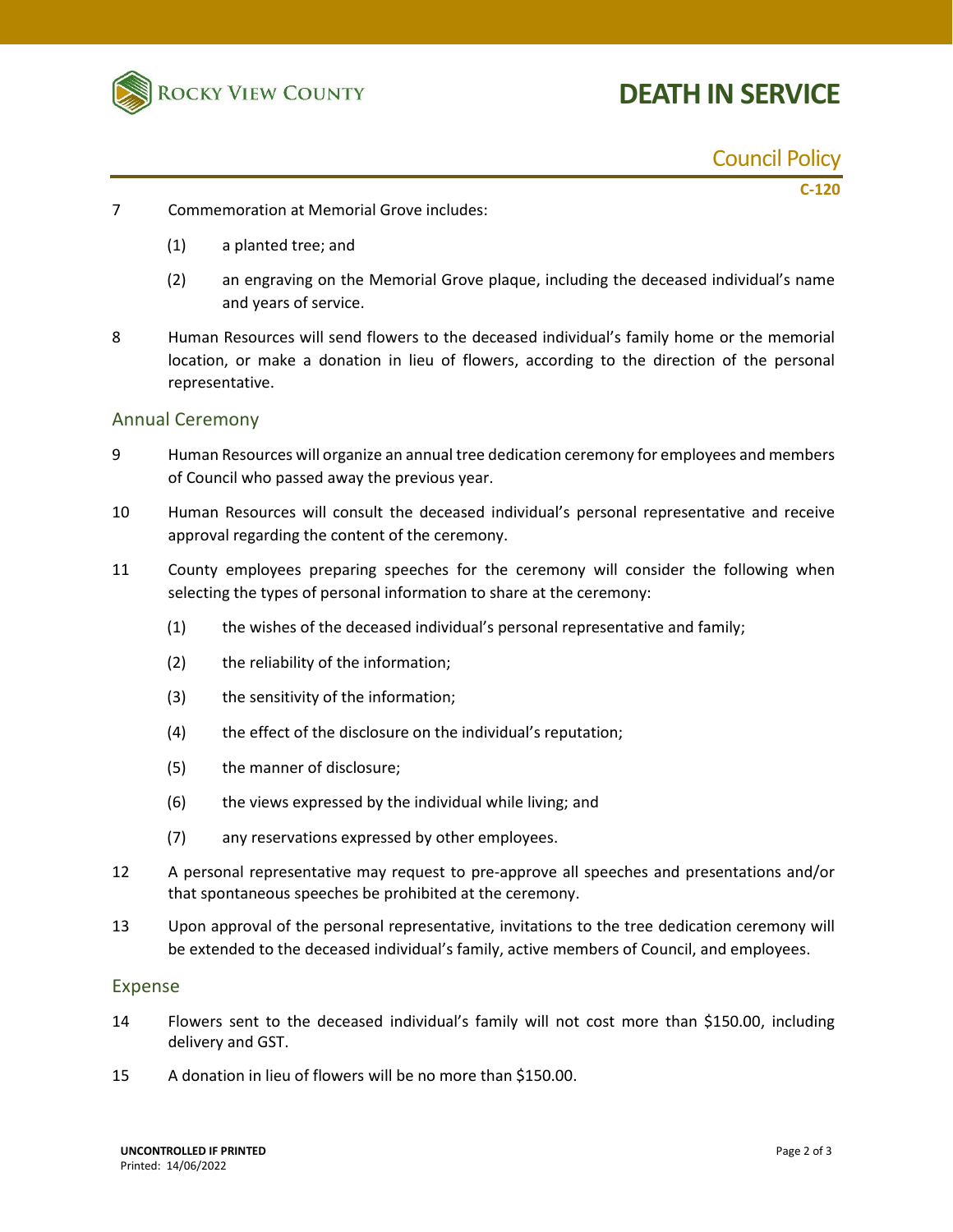7 Commemoration at Memorial Grove includes:

   (1) a planted tree; and

   (2) an engraving on the Memorial Grove plaque, including the deceased individual's name and years of service.

8 Human Resources will send flowers to the deceased individual's family home or the memorial location, or make a donation in lieu of flowers, according to the direction of the personal representative.

## Annual Ceremony

9 Human Resources will organize an annual tree dedication ceremony for employees and members of Council who passed away the previous year.

10 Human Resources will consult the deceased individual's personal representative and receive approval regarding the content of the ceremony.

11 County employees preparing speeches for the ceremony will consider the following when selecting the types of personal information to share at the ceremony:

   (1) the wishes of the deceased individual's personal representative and family;

   (2) the reliability of the information;

   (3) the sensitivity of the information;

   (4) the effect of the disclosure on the individual's reputation;

   (5) the manner of disclosure;

   (6) the views expressed by the individual while living; and

   (7) any reservations expressed by other employees.

12 A personal representative may request to pre-approve all speeches and presentations and/or that spontaneous speeches be prohibited at the ceremony.

13 Upon approval of the personal representative, invitations to the tree dedication ceremony will be extended to the deceased individual's family, active members of Council, and employees.

## Expense

14 Flowers sent to the deceased individual's family will not cost more than $150.00, including delivery and GST.

15 A donation in lieu of flowers will be no more than $150.00.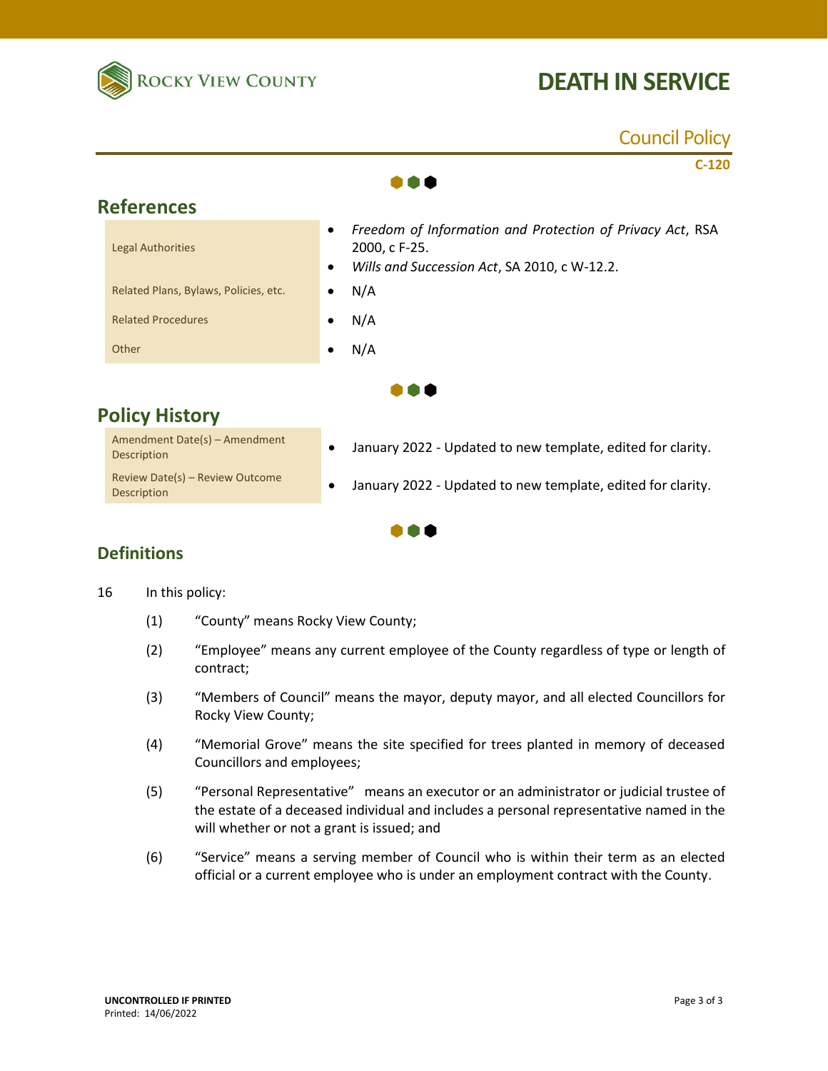# DEATH IN SERVICE

Council Policy

**C-120**

## References

| | |
|---|---|
| Legal Authorities | • *Freedom of Information and Protection of Privacy Act*, RSA 2000, c F-25.<br>• *Wills and Succession Act*, SA 2010, c W-12.2. |
| Related Plans, Bylaws, Policies, etc. | • N/A |
| Related Procedures | • N/A |
| Other | • N/A |

## Policy History

| | |
|---|---|
| Amendment Date(s) – Amendment Description | • January 2022 - Updated to new template, edited for clarity. |
| Review Date(s) – Review Outcome Description | • January 2022 - Updated to new template, edited for clarity. |

## Definitions

16 In this policy:

(1) "County" means Rocky View County;

(2) "Employee" means any current employee of the County regardless of type or length of contract;

(3) "Members of Council" means the mayor, deputy mayor, and all elected Councillors for Rocky View County;

(4) "Memorial Grove" means the site specified for trees planted in memory of deceased Councillors and employees;

(5) "Personal Representative" means an executor or an administrator or judicial trustee of the estate of a deceased individual and includes a personal representative named in the will whether or not a grant is issued; and

(6) "Service" means a serving member of Council who is within their term as an elected official or a current employee who is under an employment contract with the County.

**UNCONTROLLED IF PRINTED**
Printed: 14/06/2022